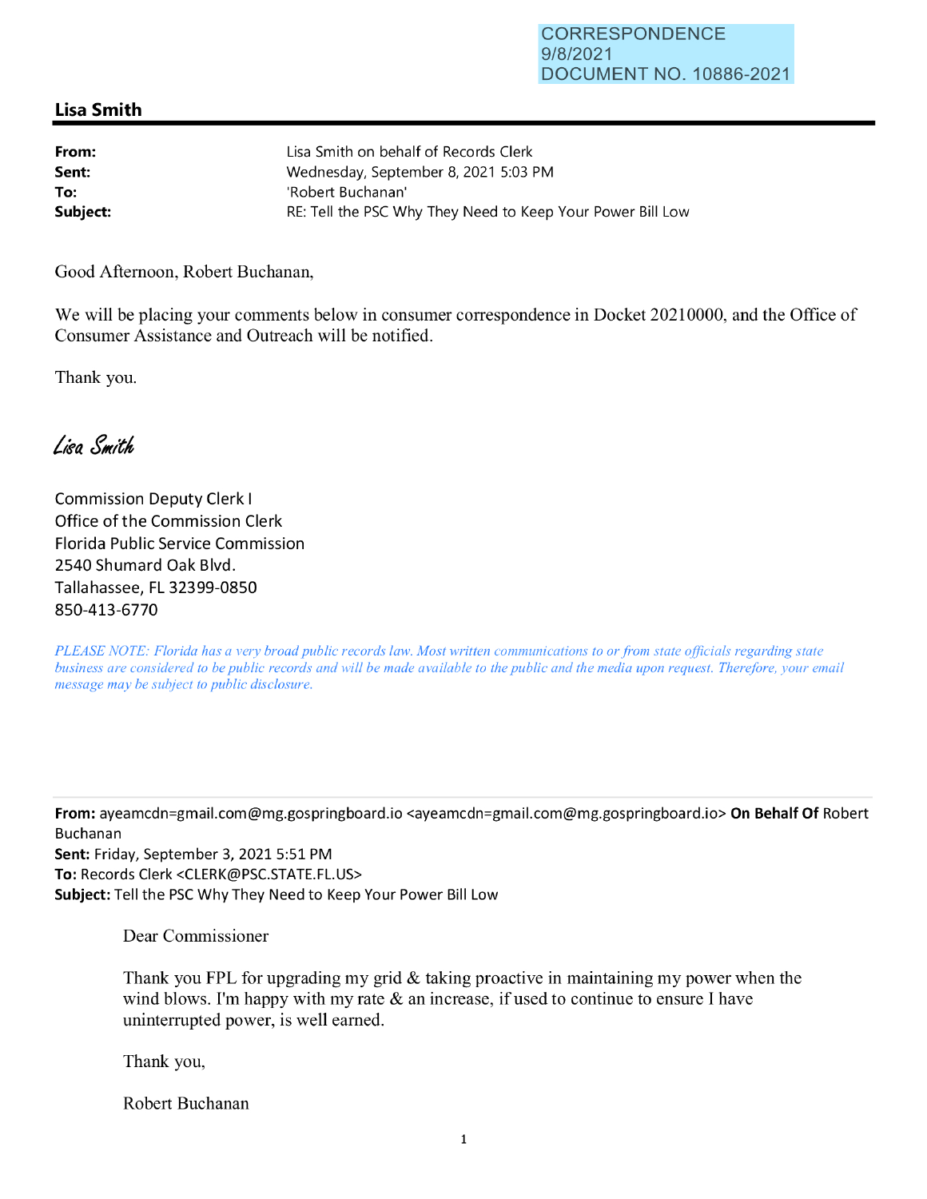CORRESPONDENCE
9/8/2021
DOCUMENT NO. 10886-2021

## Lisa Smith

**From:** Lisa Smith on behalf of Records Clerk
**Sent:** Wednesday, September 8, 2021 5:03 PM
**To:** 'Robert Buchanan'
**Subject:** RE: Tell the PSC Why They Need to Keep Your Power Bill Low

Good Afternoon, Robert Buchanan,

We will be placing your comments below in consumer correspondence in Docket 20210000, and the Office of Consumer Assistance and Outreach will be notified.

Thank you.

*Lisa Smith*

Commission Deputy Clerk I
Office of the Commission Clerk
Florida Public Service Commission
2540 Shumard Oak Blvd.
Tallahassee, FL 32399-0850
850-413-6770

*PLEASE NOTE: Florida has a very broad public records law. Most written communications to or from state officials regarding state business are considered to be public records and will be made available to the public and the media upon request. Therefore, your email message may be subject to public disclosure.*

---

**From:** ayeamcdn=gmail.com@mg.gospringboard.io <ayeamcdn=gmail.com@mg.gospringboard.io> **On Behalf Of** Robert Buchanan
**Sent:** Friday, September 3, 2021 5:51 PM
**To:** Records Clerk <CLERK@PSC.STATE.FL.US>
**Subject:** Tell the PSC Why They Need to Keep Your Power Bill Low

Dear Commissioner

Thank you FPL for upgrading my grid & taking proactive in maintaining my power when the wind blows. I'm happy with my rate & an increase, if used to continue to ensure I have uninterrupted power, is well earned.

Thank you,

Robert Buchanan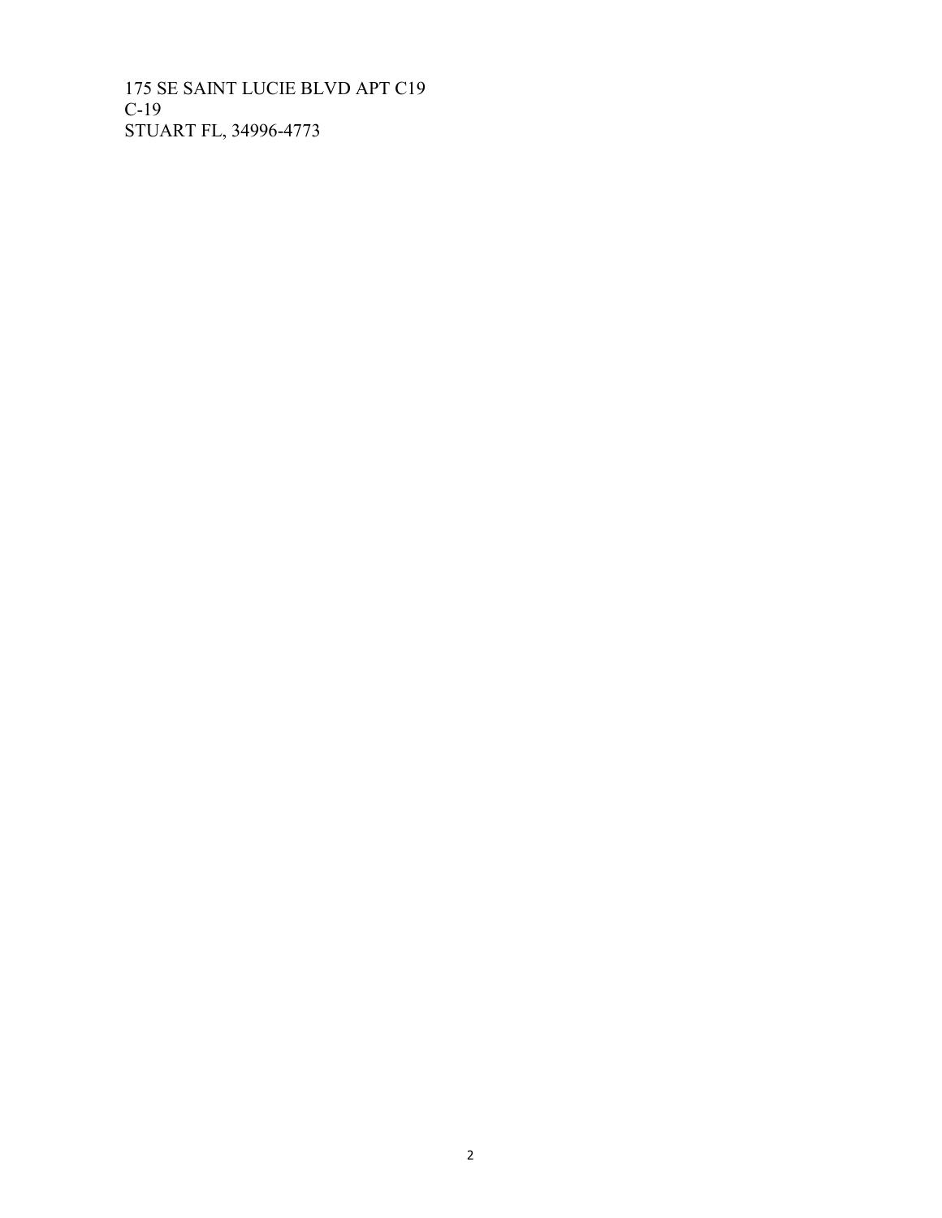175 SE SAINT LUCIE BLVD APT C19
C-19
STUART FL, 34996-4773